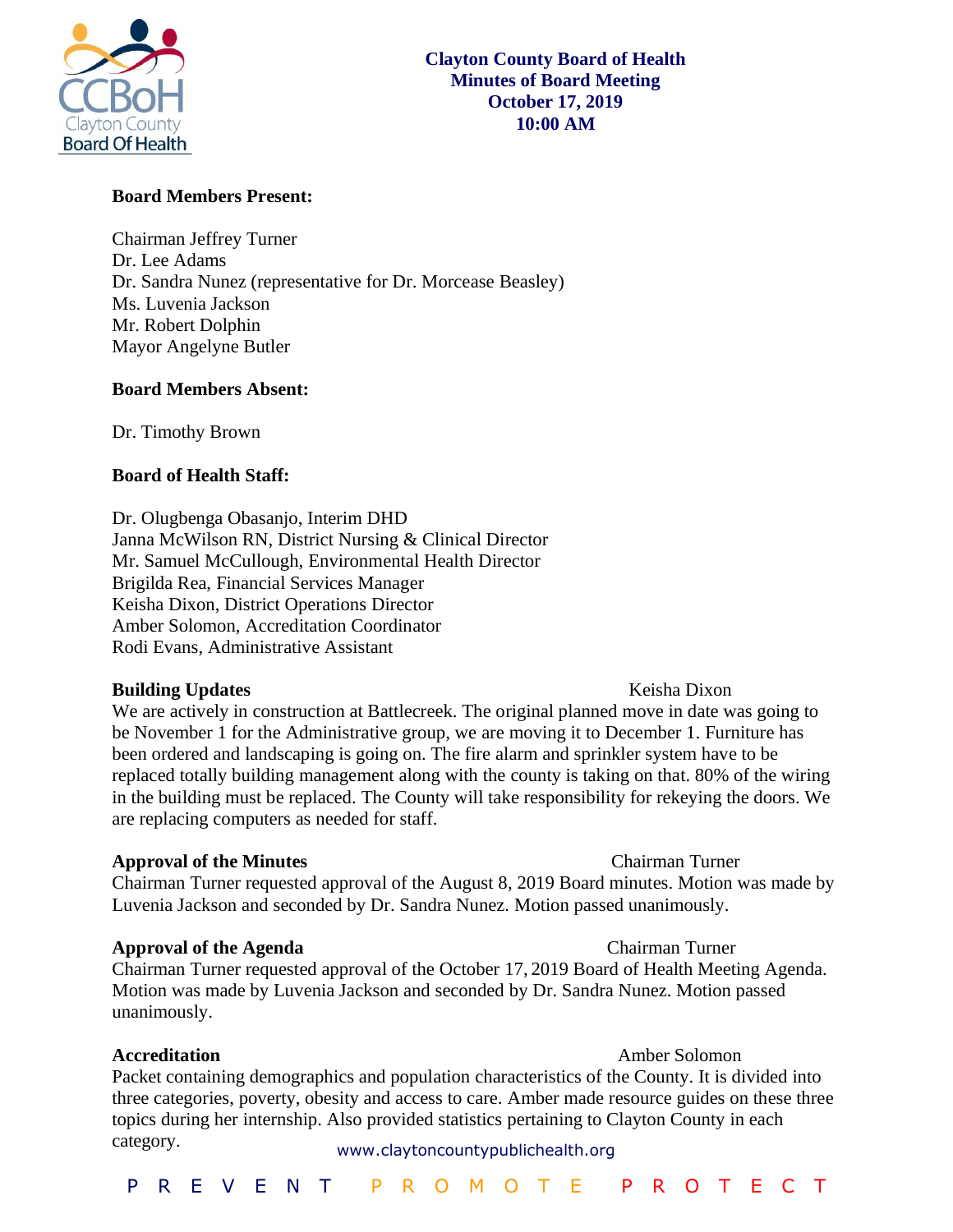# Clayton County Board of Health
## Minutes of Board Meeting
## October 17, 2019
## 10:00 AM

**Board Members Present:**

Chairman Jeffrey Turner
Dr. Lee Adams
Dr. Sandra Nunez (representative for Dr. Morcease Beasley)
Ms. Luvenia Jackson
Mr. Robert Dolphin
Mayor Angelyne Butler

**Board Members Absent:**

Dr. Timothy Brown

**Board of Health Staff:**

Dr. Olugbenga Obasanjo, Interim DHD
Janna McWilson RN, District Nursing & Clinical Director
Mr. Samuel McCullough, Environmental Health Director
Brigilda Rea, Financial Services Manager
Keisha Dixon, District Operations Director
Amber Solomon, Accreditation Coordinator
Rodi Evans, Administrative Assistant

**Building Updates** Keisha Dixon

We are actively in construction at Battlecreek. The original planned move in date was going to be November 1 for the Administrative group, we are moving it to December 1. Furniture has been ordered and landscaping is going on. The fire alarm and sprinkler system have to be replaced totally building management along with the county is taking on that. 80% of the wiring in the building must be replaced. The County will take responsibility for rekeying the doors. We are replacing computers as needed for staff.

**Approval of the Minutes** Chairman Turner

Chairman Turner requested approval of the August 8, 2019 Board minutes. Motion was made by Luvenia Jackson and seconded by Dr. Sandra Nunez. Motion passed unanimously.

**Approval of the Agenda** Chairman Turner

Chairman Turner requested approval of the October 17, 2019 Board of Health Meeting Agenda. Motion was made by Luvenia Jackson and seconded by Dr. Sandra Nunez. Motion passed unanimously.

**Accreditation** Amber Solomon

Packet containing demographics and population characteristics of the County. It is divided into three categories, poverty, obesity and access to care. Amber made resource guides on these three topics during her internship. Also provided statistics pertaining to Clayton County in each category.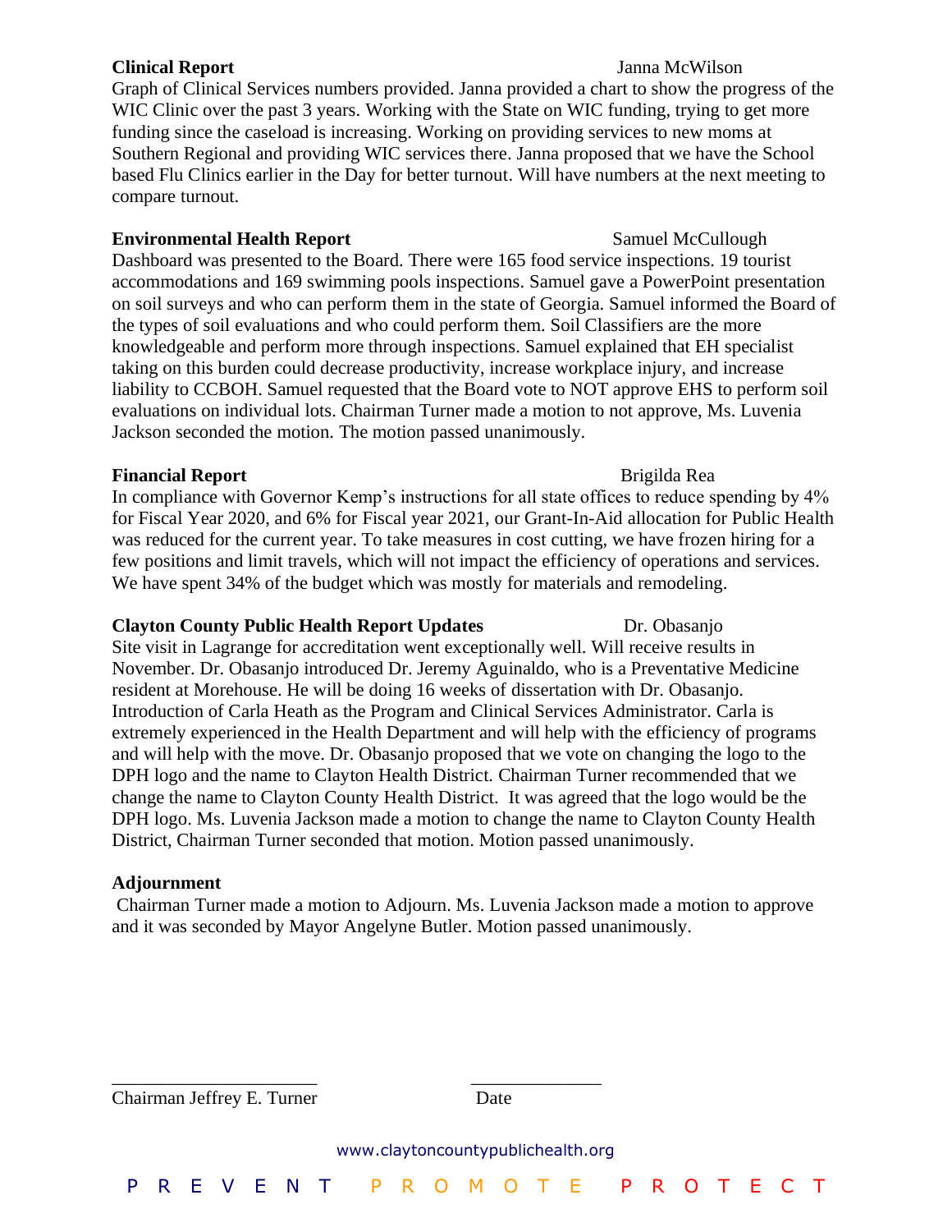**Clinical Report** Janna McWilson

Graph of Clinical Services numbers provided. Janna provided a chart to show the progress of the WIC Clinic over the past 3 years. Working with the State on WIC funding, trying to get more funding since the caseload is increasing. Working on providing services to new moms at Southern Regional and providing WIC services there. Janna proposed that we have the School based Flu Clinics earlier in the Day for better turnout. Will have numbers at the next meeting to compare turnout.

**Environmental Health Report** Samuel McCullough

Dashboard was presented to the Board. There were 165 food service inspections. 19 tourist accommodations and 169 swimming pools inspections. Samuel gave a PowerPoint presentation on soil surveys and who can perform them in the state of Georgia. Samuel informed the Board of the types of soil evaluations and who could perform them. Soil Classifiers are the more knowledgeable and perform more through inspections. Samuel explained that EH specialist taking on this burden could decrease productivity, increase workplace injury, and increase liability to CCBOH. Samuel requested that the Board vote to NOT approve EHS to perform soil evaluations on individual lots. Chairman Turner made a motion to not approve, Ms. Luvenia Jackson seconded the motion. The motion passed unanimously.

**Financial Report** Brigilda Rea

In compliance with Governor Kemp's instructions for all state offices to reduce spending by 4% for Fiscal Year 2020, and 6% for Fiscal year 2021, our Grant-In-Aid allocation for Public Health was reduced for the current year. To take measures in cost cutting, we have frozen hiring for a few positions and limit travels, which will not impact the efficiency of operations and services. We have spent 34% of the budget which was mostly for materials and remodeling.

**Clayton County Public Health Report Updates** Dr. Obasanjo

Site visit in Lagrange for accreditation went exceptionally well. Will receive results in November. Dr. Obasanjo introduced Dr. Jeremy Aguinaldo, who is a Preventative Medicine resident at Morehouse. He will be doing 16 weeks of dissertation with Dr. Obasanjo. Introduction of Carla Heath as the Program and Clinical Services Administrator. Carla is extremely experienced in the Health Department and will help with the efficiency of programs and will help with the move. Dr. Obasanjo proposed that we vote on changing the logo to the DPH logo and the name to Clayton Health District. Chairman Turner recommended that we change the name to Clayton County Health District. It was agreed that the logo would be the DPH logo. Ms. Luvenia Jackson made a motion to change the name to Clayton County Health District, Chairman Turner seconded that motion. Motion passed unanimously.

**Adjournment**

Chairman Turner made a motion to Adjourn. Ms. Luvenia Jackson made a motion to approve and it was seconded by Mayor Angelyne Butler. Motion passed unanimously.

\_\_\_\_\_\_\_\_\_\_\_\_\_\_\_\_\_\_\_\_\_\_ \_\_\_\_\_\_\_\_\_\_\_\_\_\_

Chairman Jeffrey E. Turner Date

www.claytoncountypublichealth.org

PREVENT PROMOTE PROTECT